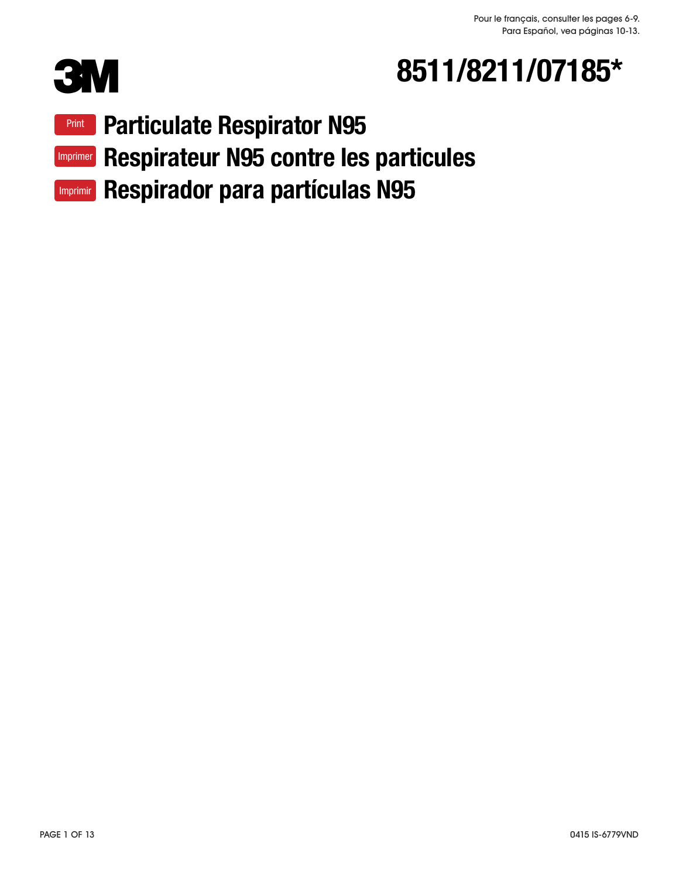Pour le français, consulter les pages 6-9.
Para Español, vea páginas 10-13.

3M

# 8511/8211/07185*

Print **Particulate Respirator N95**

Imprimer **Respirateur N95 contre les particules**

Imprimir **Respirador para partículas N95**

0415 IS-6779VND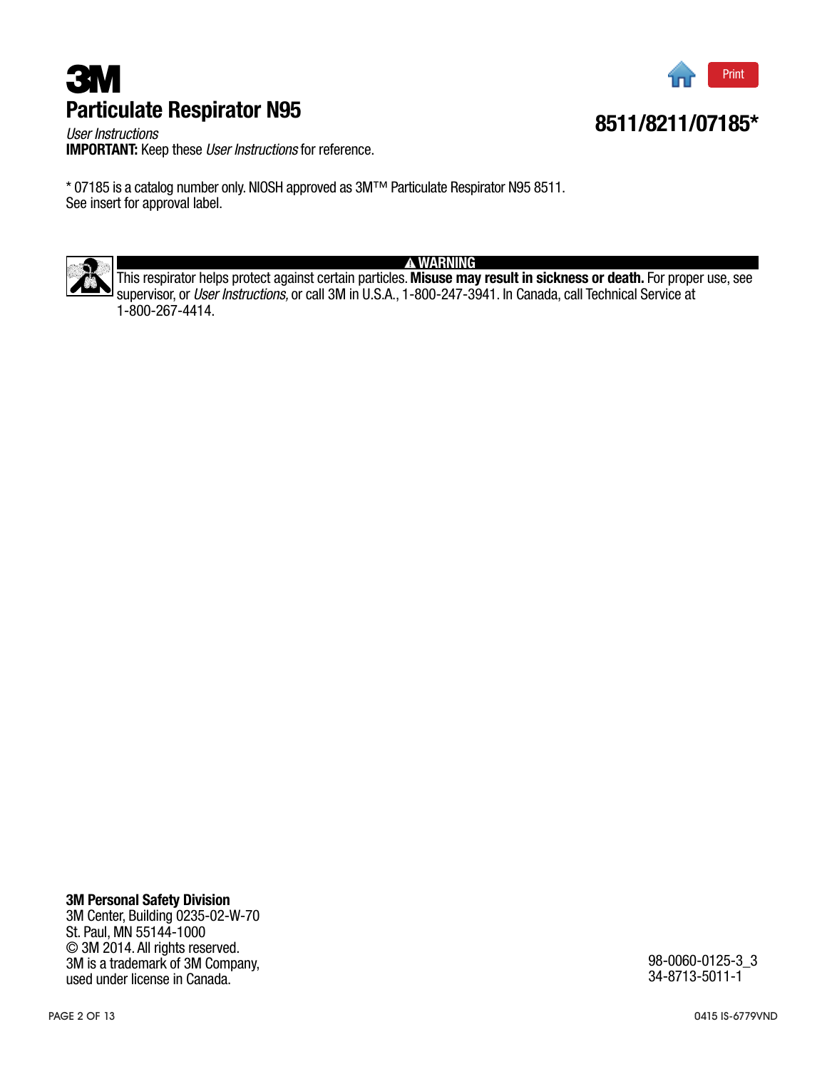# 3M

## Particulate Respirator N95

**8511/8211/07185***

*User Instructions*

**IMPORTANT:** Keep these *User Instructions* for reference.

* 07185 is a catalog number only. NIOSH approved as 3M™ Particulate Respirator N95 8511.
See insert for approval label.

**⚠ WARNING**

This respirator helps protect against certain particles. **Misuse may result in sickness or death.** For proper use, see supervisor, or *User Instructions,* or call 3M in U.S.A., 1-800-247-3941. In Canada, call Technical Service at 1-800-267-4414.

**3M Personal Safety Division**
3M Center, Building 0235-02-W-70
St. Paul, MN 55144-1000
© 3M 2014. All rights reserved.
3M is a trademark of 3M Company,
used under license in Canada.

98-0060-0125-3_3
34-8713-5011-1

0415 IS-6779VND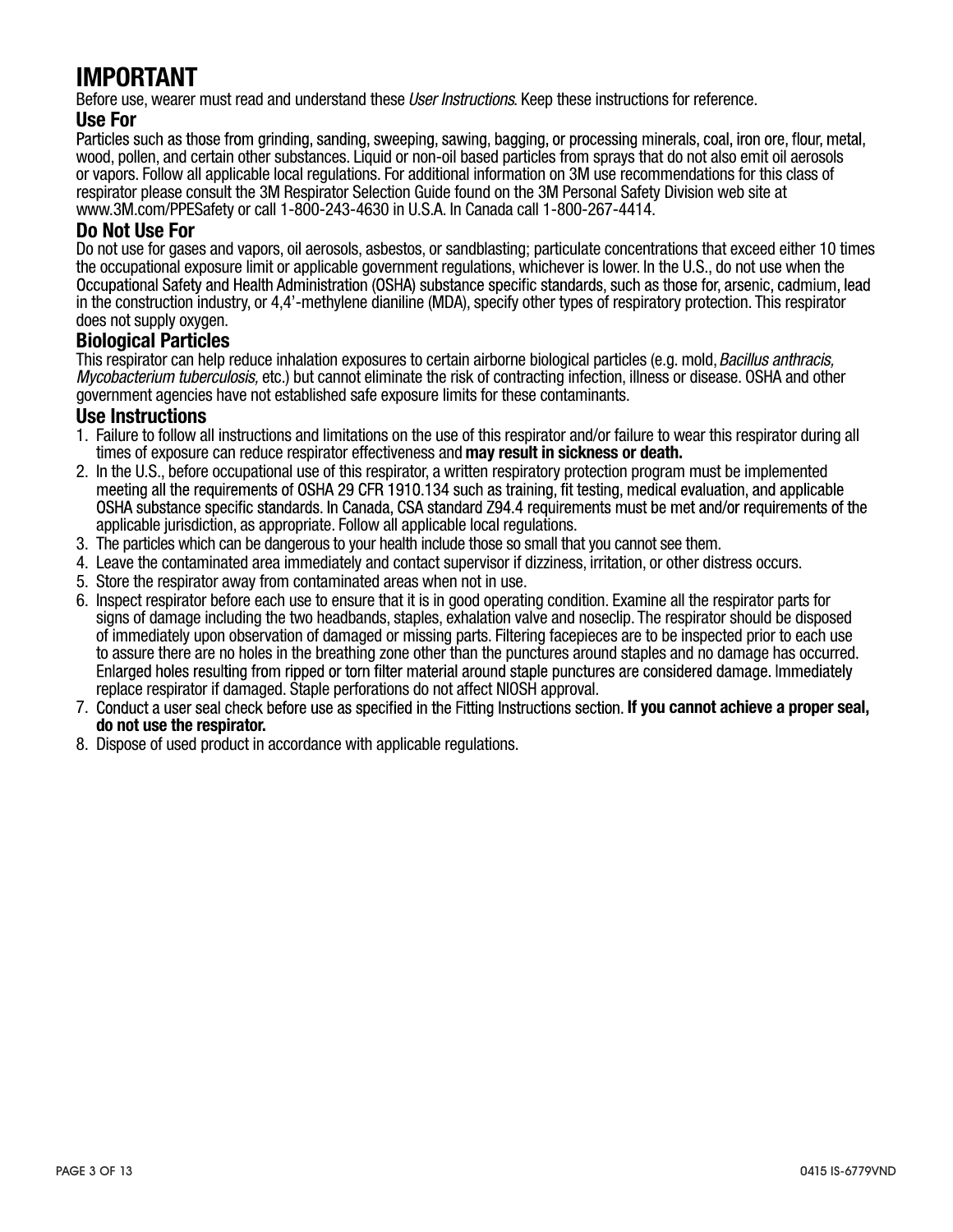# IMPORTANT

Before use, wearer must read and understand these *User Instructions*. Keep these instructions for reference.

## Use For

Particles such as those from grinding, sanding, sweeping, sawing, bagging, or processing minerals, coal, iron ore, flour, metal, wood, pollen, and certain other substances. Liquid or non-oil based particles from sprays that do not also emit oil aerosols or vapors. Follow all applicable local regulations. For additional information on 3M use recommendations for this class of respirator please consult the 3M Respirator Selection Guide found on the 3M Personal Safety Division web site at www.3M.com/PPESafety or call 1-800-243-4630 in U.S.A. In Canada call 1-800-267-4414.

## Do Not Use For

Do not use for gases and vapors, oil aerosols, asbestos, or sandblasting; particulate concentrations that exceed either 10 times the occupational exposure limit or applicable government regulations, whichever is lower. In the U.S., do not use when the Occupational Safety and Health Administration (OSHA) substance specific standards, such as those for, arsenic, cadmium, lead in the construction industry, or 4,4'-methylene dianiline (MDA), specify other types of respiratory protection. This respirator does not supply oxygen.

## Biological Particles

This respirator can help reduce inhalation exposures to certain airborne biological particles (e.g. mold, *Bacillus anthracis, Mycobacterium tuberculosis,* etc.) but cannot eliminate the risk of contracting infection, illness or disease. OSHA and other government agencies have not established safe exposure limits for these contaminants.

## Use Instructions

1. Failure to follow all instructions and limitations on the use of this respirator and/or failure to wear this respirator during all times of exposure can reduce respirator effectiveness and **may result in sickness or death.**
2. In the U.S., before occupational use of this respirator, a written respiratory protection program must be implemented meeting all the requirements of OSHA 29 CFR 1910.134 such as training, fit testing, medical evaluation, and applicable OSHA substance specific standards. In Canada, CSA standard Z94.4 requirements must be met and/or requirements of the applicable jurisdiction, as appropriate. Follow all applicable local regulations.
3. The particles which can be dangerous to your health include those so small that you cannot see them.
4. Leave the contaminated area immediately and contact supervisor if dizziness, irritation, or other distress occurs.
5. Store the respirator away from contaminated areas when not in use.
6. Inspect respirator before each use to ensure that it is in good operating condition. Examine all the respirator parts for signs of damage including the two headbands, staples, exhalation valve and noseclip. The respirator should be disposed of immediately upon observation of damaged or missing parts. Filtering facepieces are to be inspected prior to each use to assure there are no holes in the breathing zone other than the punctures around staples and no damage has occurred. Enlarged holes resulting from ripped or torn filter material around staple punctures are considered damage. Immediately replace respirator if damaged. Staple perforations do not affect NIOSH approval.
7. Conduct a user seal check before use as specified in the Fitting Instructions section. **If you cannot achieve a proper seal, do not use the respirator.**
8. Dispose of used product in accordance with applicable regulations.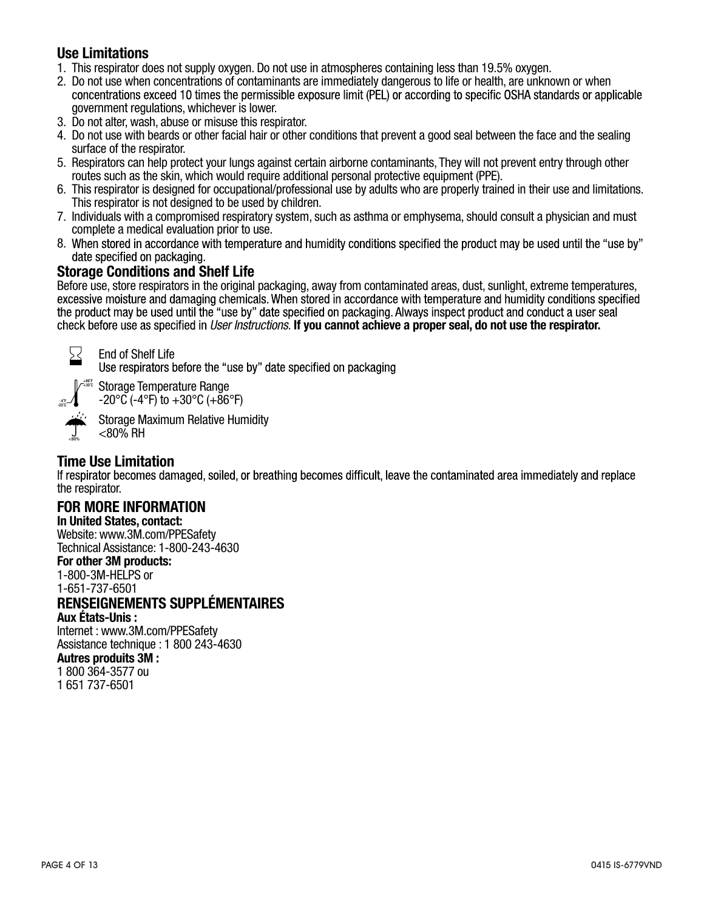## Use Limitations

1. This respirator does not supply oxygen. Do not use in atmospheres containing less than 19.5% oxygen.
2. Do not use when concentrations of contaminants are immediately dangerous to life or health, are unknown or when concentrations exceed 10 times the permissible exposure limit (PEL) or according to specific OSHA standards or applicable government regulations, whichever is lower.
3. Do not alter, wash, abuse or misuse this respirator.
4. Do not use with beards or other facial hair or other conditions that prevent a good seal between the face and the sealing surface of the respirator.
5. Respirators can help protect your lungs against certain airborne contaminants, They will not prevent entry through other routes such as the skin, which would require additional personal protective equipment (PPE).
6. This respirator is designed for occupational/professional use by adults who are properly trained in their use and limitations. This respirator is not designed to be used by children.
7. Individuals with a compromised respiratory system, such as asthma or emphysema, should consult a physician and must complete a medical evaluation prior to use.
8. When stored in accordance with temperature and humidity conditions specified the product may be used until the "use by" date specified on packaging.

## Storage Conditions and Shelf Life

Before use, store respirators in the original packaging, away from contaminated areas, dust, sunlight, extreme temperatures, excessive moisture and damaging chemicals. When stored in accordance with temperature and humidity conditions specified the product may be used until the "use by" date specified on packaging. Always inspect product and conduct a user seal check before use as specified in *User Instructions.* **If you cannot achieve a proper seal, do not use the respirator.**

End of Shelf Life
Use respirators before the "use by" date specified on packaging

Storage Temperature Range
-20°C (-4°F) to +30°C (+86°F)

Storage Maximum Relative Humidity
<80% RH

## Time Use Limitation

If respirator becomes damaged, soiled, or breathing becomes difficult, leave the contaminated area immediately and replace the respirator.

## FOR MORE INFORMATION

**In United States, contact:**
Website: www.3M.com/PPESafety
Technical Assistance: 1-800-243-4630
**For other 3M products:**
1-800-3M-HELPS or
1-651-737-6501

## RENSEIGNEMENTS SUPPLÉMENTAIRES

**Aux États-Unis :**
Internet : www.3M.com/PPESafety
Assistance technique : 1 800 243-4630
**Autres produits 3M :**
1 800 364-3577 ou
1 651 737-6501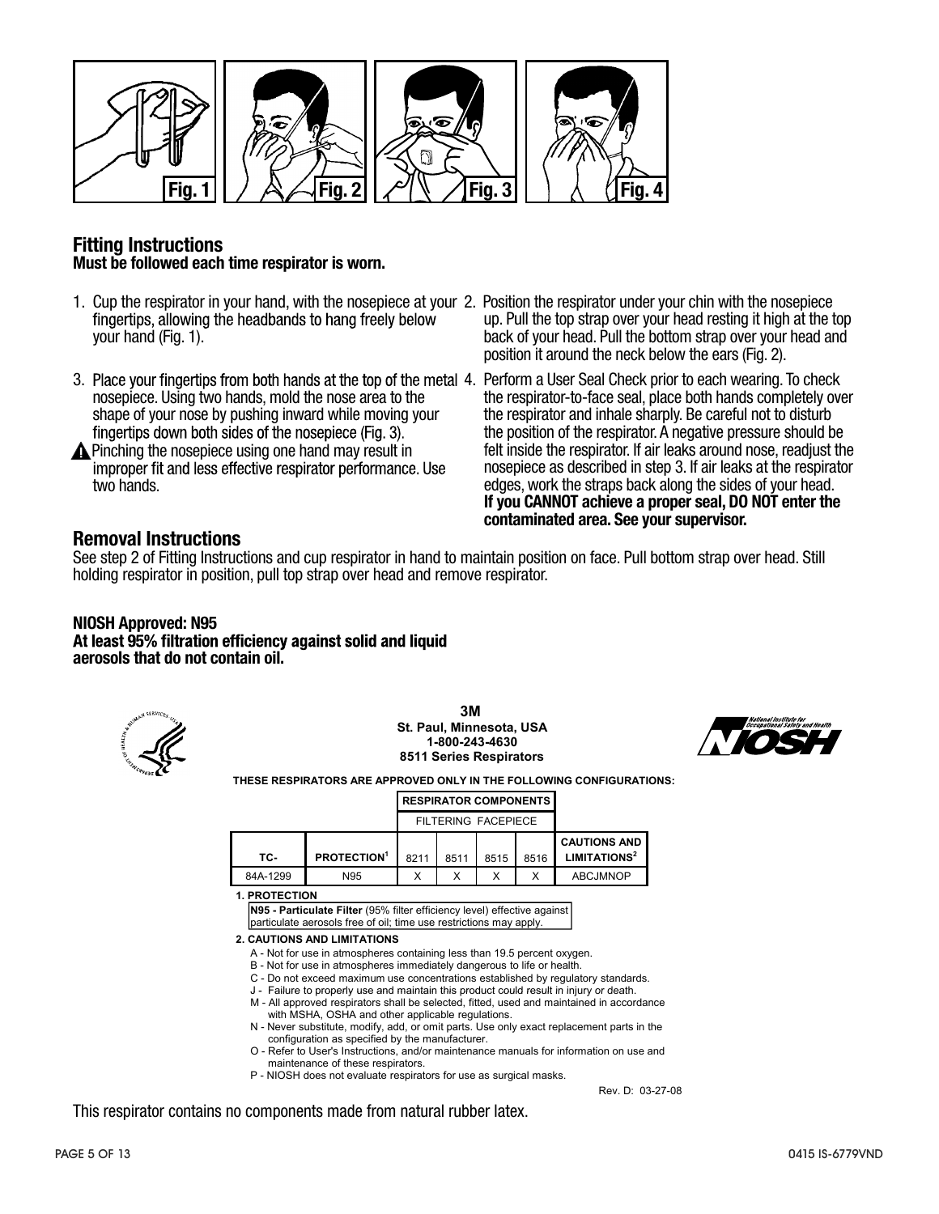Fig. 1 Fig. 2 Fig. 3 Fig. 4

## Fitting Instructions

**Must be followed each time respirator is worn.**

1. Cup the respirator in your hand, with the nosepiece at your fingertips, allowing the headbands to hang freely below your hand (Fig. 1).
2. Position the respirator under your chin with the nosepiece up. Pull the top strap over your head resting it high at the top back of your head. Pull the bottom strap over your head and position it around the neck below the ears (Fig. 2).
3. Place your fingertips from both hands at the top of the metal nosepiece. Using two hands, mold the nose area to the shape of your nose by pushing inward while moving your fingertips down both sides of the nosepiece (Fig. 3).
   ⚠ Pinching the nosepiece using one hand may result in improper fit and less effective respirator performance. Use two hands.
4. Perform a User Seal Check prior to each wearing. To check the respirator-to-face seal, place both hands completely over the respirator and inhale sharply. Be careful not to disturb the position of the respirator. A negative pressure should be felt inside the respirator. If air leaks around nose, readjust the nosepiece as described in step 3. If air leaks at the respirator edges, work the straps back along the sides of your head. **If you CANNOT achieve a proper seal, DO NOT enter the contaminated area. See your supervisor.**

## Removal Instructions

See step 2 of Fitting Instructions and cup respirator in hand to maintain position on face. Pull bottom strap over head. Still holding respirator in position, pull top strap over head and remove respirator.

**NIOSH Approved: N95**
**At least 95% filtration efficiency against solid and liquid aerosols that do not contain oil.**

**3M**
**St. Paul, Minnesota, USA**
**1-800-243-4630**
**8511 Series Respirators**

**THESE RESPIRATORS ARE APPROVED ONLY IN THE FOLLOWING CONFIGURATIONS:**

| | | RESPIRATOR COMPONENTS | | | | |
|---|---|---|---|---|---|---|
| | | FILTERING FACEPIECE | | | | |
| TC- | PROTECTION[1] | 8211 | 8511 | 8515 | 8516 | CAUTIONS AND LIMITATIONS[2] |
| 84A-1299 | N95 | X | X | X | X | ABCJMNOP |

**1. PROTECTION**

**N95 - Particulate Filter** (95% filter efficiency level) effective against particulate aerosols free of oil; time use restrictions may apply.

**2. CAUTIONS AND LIMITATIONS**

A - Not for use in atmospheres containing less than 19.5 percent oxygen.
B - Not for use in atmospheres immediately dangerous to life or health.
C - Do not exceed maximum use concentrations established by regulatory standards.
J - Failure to properly use and maintain this product could result in injury or death.
M - All approved respirators shall be selected, fitted, used and maintained in accordance with MSHA, OSHA and other applicable regulations.
N - Never substitute, modify, add, or omit parts. Use only exact replacement parts in the configuration as specified by the manufacturer.
O - Refer to User's Instructions, and/or maintenance manuals for information on use and maintenance of these respirators.
P - NIOSH does not evaluate respirators for use as surgical masks.

Rev. D: 03-27-08

This respirator contains no components made from natural rubber latex.

0415 IS-6779VND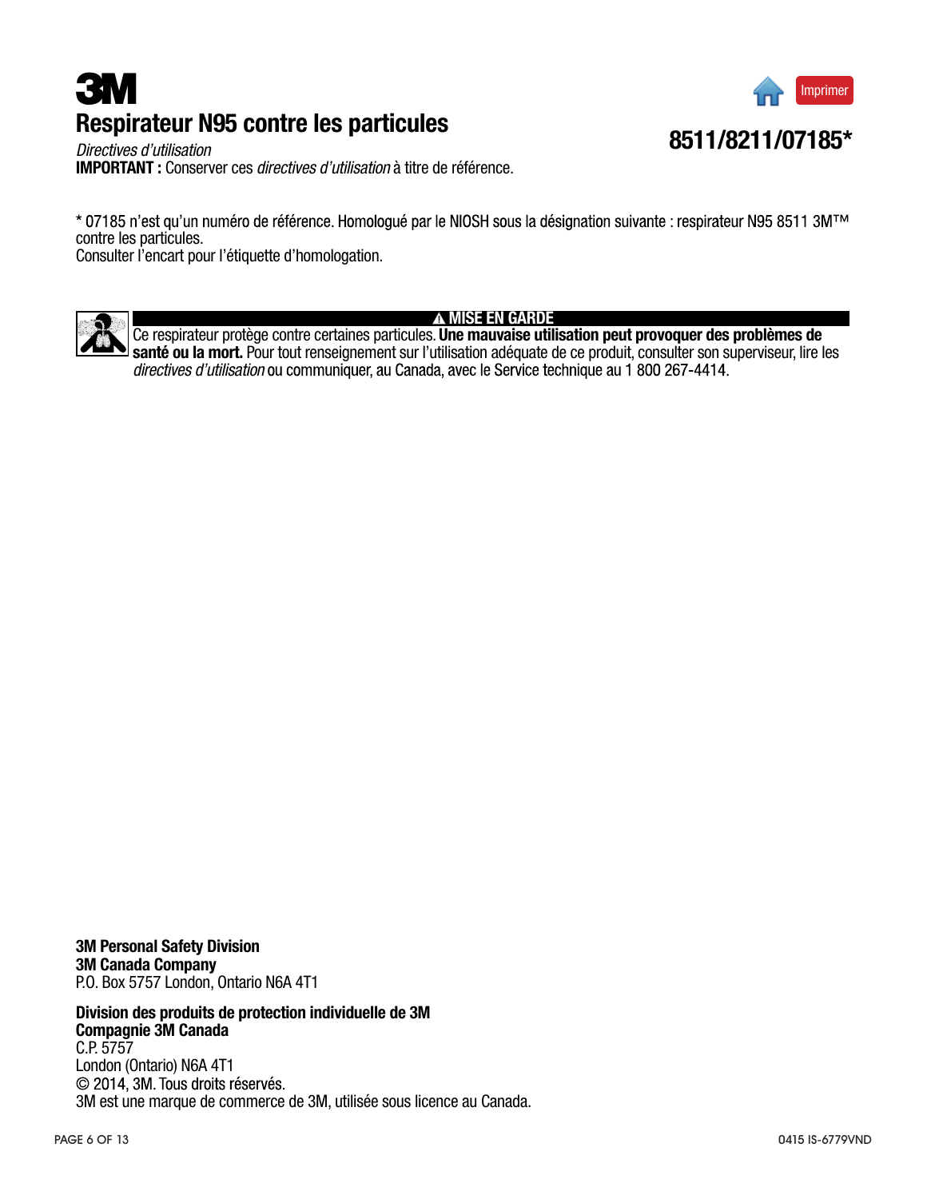# 3M

## Respirateur N95 contre les particules

**8511/8211/07185***

*Directives d'utilisation*

**IMPORTANT :** Conserver ces *directives d'utilisation* à titre de référence.

* 07185 n'est qu'un numéro de référence. Homologué par le NIOSH sous la désignation suivante : respirateur N95 8511 3M™ contre les particules.
Consulter l'encart pour l'étiquette d'homologation.

**⚠ MISE EN GARDE**

Ce respirateur protège contre certaines particules. **Une mauvaise utilisation peut provoquer des problèmes de santé ou la mort.** Pour tout renseignement sur l'utilisation adéquate de ce produit, consulter son superviseur, lire les *directives d'utilisation* ou communiquer, au Canada, avec le Service technique au 1 800 267-4414.

**3M Personal Safety Division**
**3M Canada Company**
P.O. Box 5757 London, Ontario N6A 4T1

**Division des produits de protection individuelle de 3M**
**Compagnie 3M Canada**
C.P. 5757
London (Ontario) N6A 4T1
© 2014, 3M. Tous droits réservés.
3M est une marque de commerce de 3M, utilisée sous licence au Canada.

0415 IS-6779VND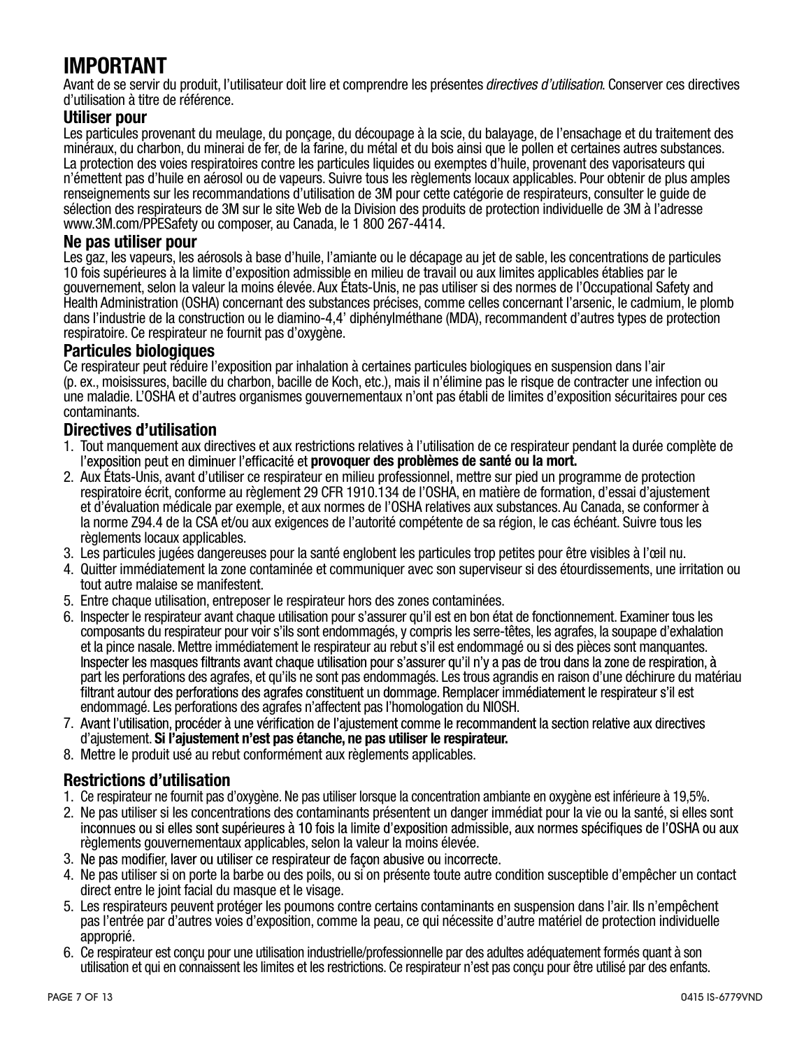# IMPORTANT

Avant de se servir du produit, l'utilisateur doit lire et comprendre les présentes *directives d'utilisation*. Conserver ces directives d'utilisation à titre de référence.

## Utiliser pour

Les particules provenant du meulage, du ponçage, du découpage à la scie, du balayage, de l'ensachage et du traitement des minéraux, du charbon, du minerai de fer, de la farine, du métal et du bois ainsi que le pollen et certaines autres substances. La protection des voies respiratoires contre les particules liquides ou exemptes d'huile, provenant des vaporisateurs qui n'émettent pas d'huile en aérosol ou de vapeurs. Suivre tous les règlements locaux applicables. Pour obtenir de plus amples renseignements sur les recommandations d'utilisation de 3M pour cette catégorie de respirateurs, consulter le guide de sélection des respirateurs de 3M sur le site Web de la Division des produits de protection individuelle de 3M à l'adresse www.3M.com/PPESafety ou composer, au Canada, le 1 800 267-4414.

## Ne pas utiliser pour

Les gaz, les vapeurs, les aérosols à base d'huile, l'amiante ou le décapage au jet de sable, les concentrations de particules 10 fois supérieures à la limite d'exposition admissible en milieu de travail ou aux limites applicables établies par le gouvernement, selon la valeur la moins élevée. Aux États-Unis, ne pas utiliser si des normes de l'Occupational Safety and Health Administration (OSHA) concernant des substances précises, comme celles concernant l'arsenic, le cadmium, le plomb dans l'industrie de la construction ou le diamino-4,4' diphénylméthane (MDA), recommandent d'autres types de protection respiratoire. Ce respirateur ne fournit pas d'oxygène.

## Particules biologiques

Ce respirateur peut réduire l'exposition par inhalation à certaines particules biologiques en suspension dans l'air (p. ex., moisissures, bacille du charbon, bacille de Koch, etc.), mais il n'élimine pas le risque de contracter une infection ou une maladie. L'OSHA et d'autres organismes gouvernementaux n'ont pas établi de limites d'exposition sécuritaires pour ces contaminants.

## Directives d'utilisation

1. Tout manquement aux directives et aux restrictions relatives à l'utilisation de ce respirateur pendant la durée complète de l'exposition peut en diminuer l'efficacité et **provoquer des problèmes de santé ou la mort.**
2. Aux États-Unis, avant d'utiliser ce respirateur en milieu professionnel, mettre sur pied un programme de protection respiratoire écrit, conforme au règlement 29 CFR 1910.134 de l'OSHA, en matière de formation, d'essai d'ajustement et d'évaluation médicale par exemple, et aux normes de l'OSHA relatives aux substances. Au Canada, se conformer à la norme Z94.4 de la CSA et/ou aux exigences de l'autorité compétente de sa région, le cas échéant. Suivre tous les règlements locaux applicables.
3. Les particules jugées dangereuses pour la santé englobent les particules trop petites pour être visibles à l'œil nu.
4. Quitter immédiatement la zone contaminée et communiquer avec son superviseur si des étourdissements, une irritation ou tout autre malaise se manifestent.
5. Entre chaque utilisation, entreposer le respirateur hors des zones contaminées.
6. Inspecter le respirateur avant chaque utilisation pour s'assurer qu'il est en bon état de fonctionnement. Examiner tous les composants du respirateur pour voir s'ils sont endommagés, y compris les serre-têtes, les agrafes, la soupape d'exhalation et la pince nasale. Mettre immédiatement le respirateur au rebut s'il est endommagé ou si des pièces sont manquantes. Inspecter les masques filtrants avant chaque utilisation pour s'assurer qu'il n'y a pas de trou dans la zone de respiration, à part les perforations des agrafes, et qu'ils ne sont pas endommagés. Les trous agrandis en raison d'une déchirure du matériau filtrant autour des perforations des agrafes constituent un dommage. Remplacer immédiatement le respirateur s'il est endommagé. Les perforations des agrafes n'affectent pas l'homologation du NIOSH.
7. Avant l'utilisation, procéder à une vérification de l'ajustement comme le recommandent la section relative aux directives d'ajustement. **Si l'ajustement n'est pas étanche, ne pas utiliser le respirateur.**
8. Mettre le produit usé au rebut conformément aux règlements applicables.

## Restrictions d'utilisation

1. Ce respirateur ne fournit pas d'oxygène. Ne pas utiliser lorsque la concentration ambiante en oxygène est inférieure à 19,5%.
2. Ne pas utiliser si les concentrations des contaminants présentent un danger immédiat pour la vie ou la santé, si elles sont inconnues ou si elles sont supérieures à 10 fois la limite d'exposition admissible, aux normes spécifiques de l'OSHA ou aux règlements gouvernementaux applicables, selon la valeur la moins élevée.
3. Ne pas modifier, laver ou utiliser ce respirateur de façon abusive ou incorrecte.
4. Ne pas utiliser si on porte la barbe ou des poils, ou si on présente toute autre condition susceptible d'empêcher un contact direct entre le joint facial du masque et le visage.
5. Les respirateurs peuvent protéger les poumons contre certains contaminants en suspension dans l'air. Ils n'empêchent pas l'entrée par d'autres voies d'exposition, comme la peau, ce qui nécessite d'autre matériel de protection individuelle approprié.
6. Ce respirateur est conçu pour une utilisation industrielle/professionnelle par des adultes adéquatement formés quant à son utilisation et qui en connaissent les limites et les restrictions. Ce respirateur n'est pas conçu pour être utilisé par des enfants.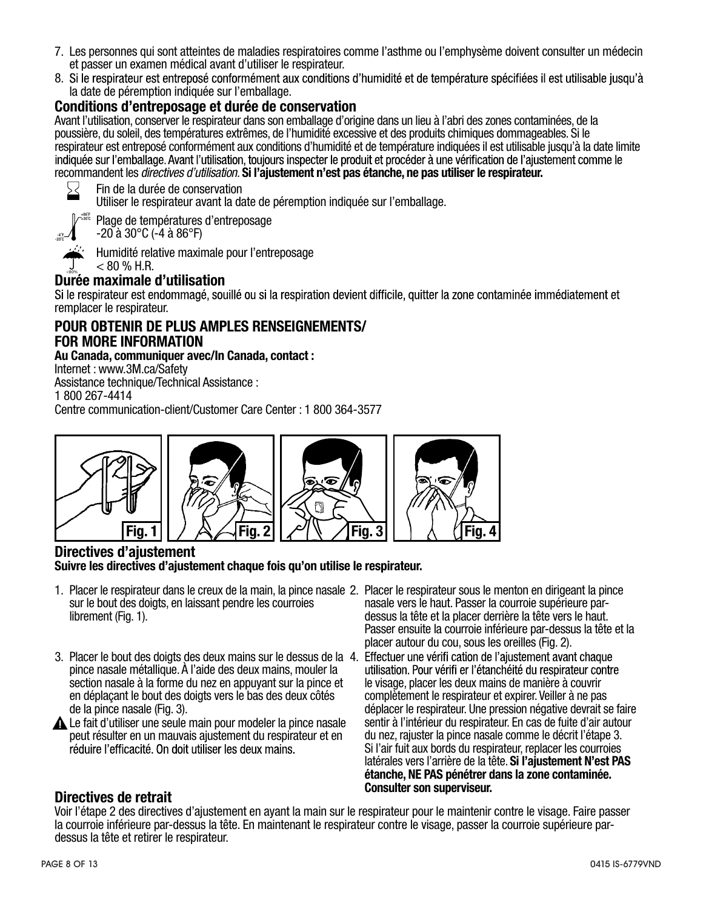7. Les personnes qui sont atteintes de maladies respiratoires comme l'asthme ou l'emphysème doivent consulter un médecin et passer un examen médical avant d'utiliser le respirateur.
8. Si le respirateur est entreposé conformément aux conditions d'humidité et de température spécifiées il est utilisable jusqu'à la date de péremption indiquée sur l'emballage.

## Conditions d'entreposage et durée de conservation

Avant l'utilisation, conserver le respirateur dans son emballage d'origine dans un lieu à l'abri des zones contaminées, de la poussière, du soleil, des températures extrêmes, de l'humidité excessive et des produits chimiques dommageables. Si le respirateur est entreposé conformément aux conditions d'humidité et de température indiquées il est utilisable jusqu'à la date limite indiquée sur l'emballage. Avant l'utilisation, toujours inspecter le produit et procéder à une vérification de l'ajustement comme le recommandent les *directives d'utilisation.* **Si l'ajustement n'est pas étanche, ne pas utiliser le respirateur.**

Fin de la durée de conservation
Utiliser le respirateur avant la date de péremption indiquée sur l'emballage.

+86°F +30°C -4°F -20°C Plage de températures d'entreposage
-20 à 30°C (-4 à 86°F)

Humidité relative maximale pour l'entreposage
< 80 % H.R.

## Durée maximale d'utilisation

Si le respirateur est endommagé, souillé ou si la respiration devient difficile, quitter la zone contaminée immédiatement et remplacer le respirateur.

## POUR OBTENIR DE PLUS AMPLES RENSEIGNEMENTS/ FOR MORE INFORMATION

**Au Canada, communiquer avec/In Canada, contact :**
Internet : www.3M.ca/Safety
Assistance technique/Technical Assistance :
1 800 267-4414
Centre communication-client/Customer Care Center : 1 800 364-3577

Fig. 1 Fig. 2 Fig. 3 Fig. 4

## Directives d'ajustement

**Suivre les directives d'ajustement chaque fois qu'on utilise le respirateur.**

1. Placer le respirateur dans le creux de la main, la pince nasale sur le bout des doigts, en laissant pendre les courroies librement (Fig. 1).
2. Placer le respirateur sous le menton en dirigeant la pince nasale vers le haut. Passer la courroie supérieure par-dessus la tête et la placer derrière la tête vers le haut. Passer ensuite la courroie inférieure par-dessus la tête et la placer autour du cou, sous les oreilles (Fig. 2).
3. Placer le bout des doigts des deux mains sur le dessus de la pince nasale métallique. À l'aide des deux mains, mouler la section nasale à la forme du nez en appuyant sur la pince et en déplaçant le bout des doigts vers le bas des deux côtés de la pince nasale (Fig. 3).

   ⚠ Le fait d'utiliser une seule main pour modeler la pince nasale peut résulter en un mauvais ajustement du respirateur et en réduire l'efficacité. On doit utiliser les deux mains.
4. Effectuer une vérifi cation de l'ajustement avant chaque utilisation. Pour vérifi er l'étanchéité du respirateur contre le visage, placer les deux mains de manière à couvrir complètement le respirateur et expirer. Veiller à ne pas déplacer le respirateur. Une pression négative devrait se faire sentir à l'intérieur du respirateur. En cas de fuite d'air autour du nez, rajuster la pince nasale comme le décrit l'étape 3. Si l'air fuit aux bords du respirateur, replacer les courroies latérales vers l'arrière de la tête. **Si l'ajustement N'est PAS étanche, NE PAS pénétrer dans la zone contaminée. Consulter son superviseur.**

## Directives de retrait

Voir l'étape 2 des directives d'ajustement en ayant la main sur le respirateur pour le maintenir contre le visage. Faire passer la courroie inférieure par-dessus la tête. En maintenant le respirateur contre le visage, passer la courroie supérieure par-dessus la tête et retirer le respirateur.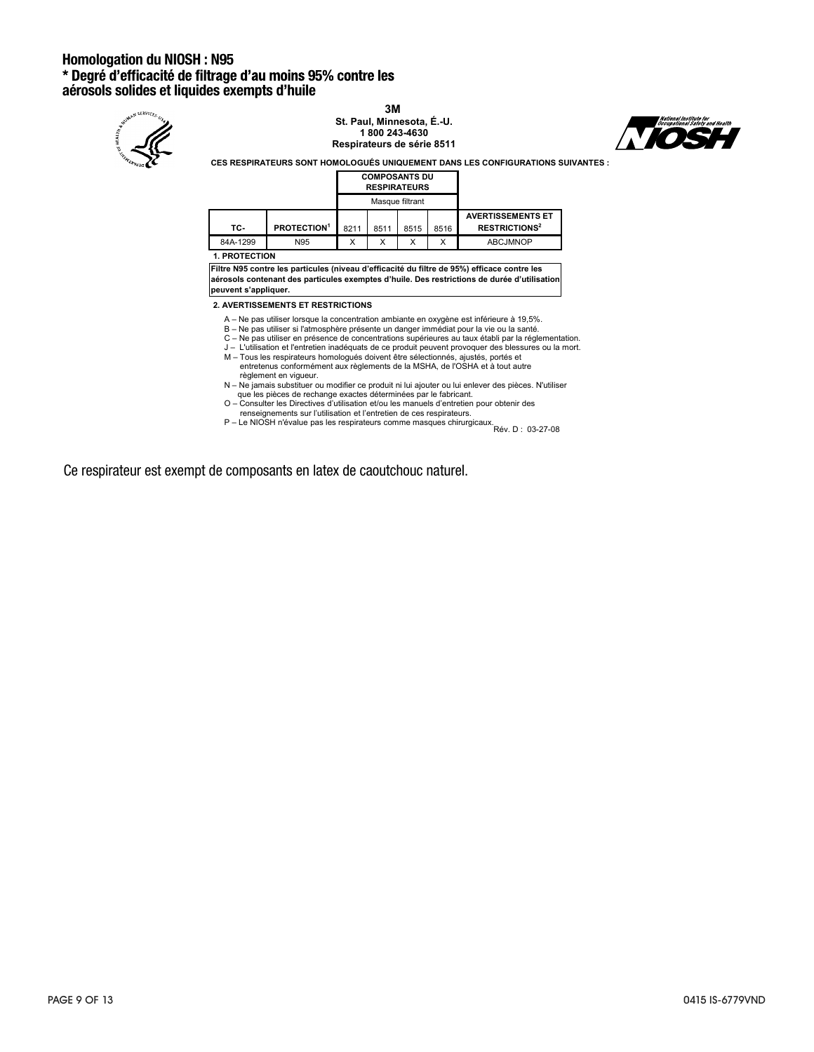# Homologation du NIOSH : N95
## * Degré d'efficacité de filtrage d'au moins 95% contre les aérosols solides et liquides exempts d'huile

**3M**
**St. Paul, Minnesota, É.-U.**
**1 800 243-4630**
**Respirateurs de série 8511**

**CES RESPIRATEURS SONT HOMOLOGUÉS UNIQUEMENT DANS LES CONFIGURATIONS SUIVANTES :**

| | | COMPOSANTS DU RESPIRATEURS | | | | |
|---|---|---|---|---|---|---|
| | | Masque filtrant | | | | |
| TC- | PROTECTION[1] | 8211 | 8511 | 8515 | 8516 | AVERTISSEMENTS ET RESTRICTIONS[2] |
| 84A-1299 | N95 | X | X | X | X | ABCJMNOP |

**1. PROTECTION**

**Filtre N95 contre les particules (niveau d'efficacité du filtre de 95%) efficace contre les aérosols contenant des particules exemptes d'huile. Des restrictions de durée d'utilisation peuvent s'appliquer.**

**2. AVERTISSEMENTS ET RESTRICTIONS**

A – Ne pas utiliser lorsque la concentration ambiante en oxygène est inférieure à 19,5%.
B – Ne pas utiliser si l'atmosphère présente un danger immédiat pour la vie ou la santé.
C – Ne pas utiliser en présence de concentrations supérieures au taux établi par la réglementation.
J – L'utilisation et l'entretien inadéquats de ce produit peuvent provoquer des blessures ou la mort.
M – Tous les respirateurs homologués doivent être sélectionnés, ajustés, portés et entretenus conformément aux règlements de la MSHA, de l'OSHA et à tout autre règlement en vigueur.
N – Ne jamais substituer ou modifier ce produit ni lui ajouter ou lui enlever des pièces. N'utiliser que les pièces de rechange exactes déterminées par le fabricant.
O – Consulter les Directives d'utilisation et/ou les manuels d'entretien pour obtenir des renseignements sur l'utilisation et l'entretien de ces respirateurs.
P – Le NIOSH n'évalue pas les respirateurs comme masques chirurgicaux.

Rév. D : 03-27-08

Ce respirateur est exempt de composants en latex de caoutchouc naturel.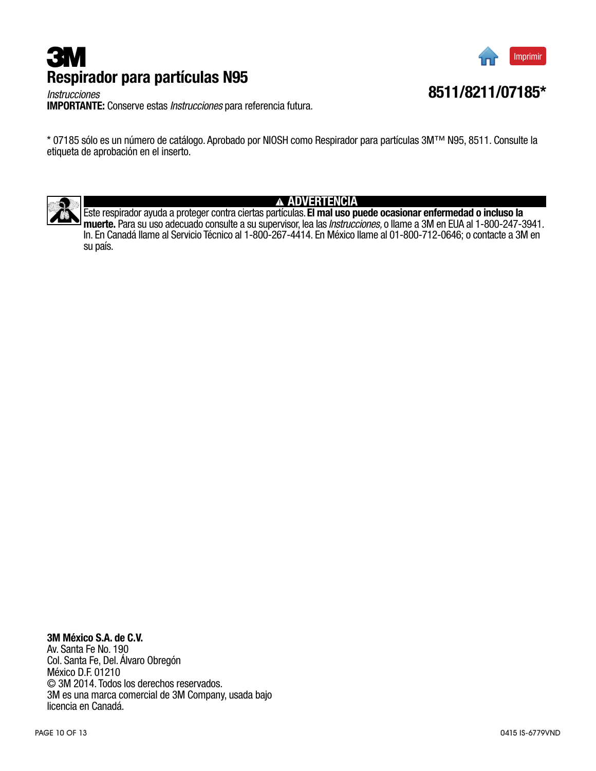**3M**

# Respirador para partículas N95

*Instrucciones*

**IMPORTANTE:** Conserve estas *Instrucciones* para referencia futura.

## 8511/8211/07185*

* 07185 sólo es un número de catálogo. Aprobado por NIOSH como Respirador para partículas 3M™ N95, 8511. Consulte la etiqueta de aprobación en el inserto.

**⚠ ADVERTENCIA**

Este respirador ayuda a proteger contra ciertas partículas. **El mal uso puede ocasionar enfermedad o incluso la muerte.** Para su uso adecuado consulte a su supervisor, lea las *Instrucciones*, o llame a 3M en EUA al 1-800-247-3941. In. En Canadá llame al Servicio Técnico al 1-800-267-4414. En México llame al 01-800-712-0646; o contacte a 3M en su país.

**3M México S.A. de C.V.**
Av. Santa Fe No. 190
Col. Santa Fe, Del. Álvaro Obregón
México D.F. 01210
© 3M 2014. Todos los derechos reservados.
3M es una marca comercial de 3M Company, usada bajo licencia en Canadá.

0415 IS-6779VND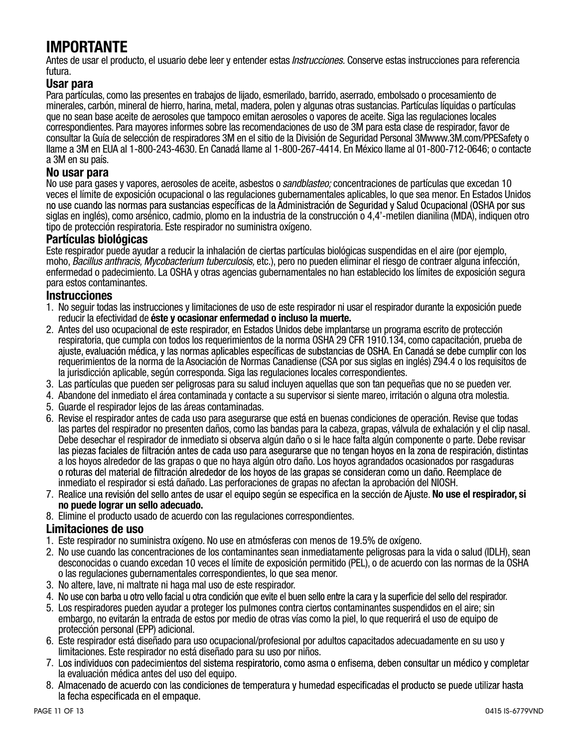# IMPORTANTE

Antes de usar el producto, el usuario debe leer y entender estas *Instrucciones.* Conserve estas instrucciones para referencia futura.

## Usar para

Para partículas, como las presentes en trabajos de lijado, esmerilado, barrido, aserrado, embolsado o procesamiento de minerales, carbón, mineral de hierro, harina, metal, madera, polen y algunas otras sustancias. Partículas líquidas o partículas que no sean base aceite de aerosoles que tampoco emitan aerosoles o vapores de aceite. Siga las regulaciones locales correspondientes. Para mayores informes sobre las recomendaciones de uso de 3M para esta clase de respirador, favor de consultar la Guía de selección de respiradores 3M en el sitio de la División de Seguridad Personal 3Mwww.3M.com/PPESafety o llame a 3M en EUA al 1-800-243-4630. En Canadá llame al 1-800-267-4414. En México llame al 01-800-712-0646; o contacte a 3M en su país.

## No usar para

No use para gases y vapores, aerosoles de aceite, asbestos o *sandblasteo;* concentraciones de partículas que excedan 10 veces el límite de exposición ocupacional o las regulaciones gubernamentales aplicables, lo que sea menor. En Estados Unidos no use cuando las normas para sustancias específicas de la Administración de Seguridad y Salud Ocupacional (OSHA por sus siglas en inglés), como arsénico, cadmio, plomo en la industria de la construcción o 4,4'-metilen dianilina (MDA), indiquen otro tipo de protección respiratoria. Este respirador no suministra oxígeno.

## Partículas biológicas

Este respirador puede ayudar a reducir la inhalación de ciertas partículas biológicas suspendidas en el aire (por ejemplo, moho, *Bacillus anthracis, Mycobacterium tuberculosis,* etc.), pero no pueden eliminar el riesgo de contraer alguna infección, enfermedad o padecimiento. La OSHA y otras agencias gubernamentales no han establecido los límites de exposición segura para estos contaminantes.

## Instrucciones

1. No seguir todas las instrucciones y limitaciones de uso de este respirador ni usar el respirador durante la exposición puede reducir la efectividad de **éste y ocasionar enfermedad o incluso la muerte.**
2. Antes del uso ocupacional de este respirador, en Estados Unidos debe implantarse un programa escrito de protección respiratoria, que cumpla con todos los requerimientos de la norma OSHA 29 CFR 1910.134, como capacitación, prueba de ajuste, evaluación médica, y las normas aplicables específicas de substancias de OSHA. En Canadá se debe cumplir con los requerimientos de la norma de la Asociación de Normas Canadiense (CSA por sus siglas en inglés) Z94.4 o los requisitos de la jurisdicción aplicable, según corresponda. Siga las regulaciones locales correspondientes.
3. Las partículas que pueden ser peligrosas para su salud incluyen aquellas que son tan pequeñas que no se pueden ver.
4. Abandone del inmediato el área contaminada y contacte a su supervisor si siente mareo, irritación o alguna otra molestia.
5. Guarde el respirador lejos de las áreas contaminadas.
6. Revise el respirador antes de cada uso para asegurarse que está en buenas condiciones de operación. Revise que todas las partes del respirador no presenten daños, como las bandas para la cabeza, grapas, válvula de exhalación y el clip nasal. Debe desechar el respirador de inmediato si observa algún daño o si le hace falta algún componente o parte. Debe revisar las piezas faciales de filtración antes de cada uso para asegurarse que no tengan hoyos en la zona de respiración, distintas a los hoyos alrededor de las grapas o que no haya algún otro daño. Los hoyos agrandados ocasionados por rasgaduras o roturas del material de filtración alrededor de los hoyos de las grapas se consideran como un daño. Reemplace de inmediato el respirador si está dañado. Las perforaciones de grapas no afectan la aprobación del NIOSH.
7. Realice una revisión del sello antes de usar el equipo según se especifica en la sección de Ajuste. **No use el respirador, si no puede lograr un sello adecuado.**
8. Elimine el producto usado de acuerdo con las regulaciones correspondientes.

## Limitaciones de uso

1. Este respirador no suministra oxígeno. No use en atmósferas con menos de 19.5% de oxígeno.
2. No use cuando las concentraciones de los contaminantes sean inmediatamente peligrosas para la vida o salud (IDLH), sean desconocidas o cuando excedan 10 veces el límite de exposición permitido (PEL), o de acuerdo con las normas de la OSHA o las regulaciones gubernamentales correspondientes, lo que sea menor.
3. No altere, lave, ni maltrate ni haga mal uso de este respirador.
4. No use con barba u otro vello facial u otra condición que evite el buen sello entre la cara y la superficie del sello del respirador.
5. Los respiradores pueden ayudar a proteger los pulmones contra ciertos contaminantes suspendidos en el aire; sin embargo, no evitarán la entrada de estos por medio de otras vías como la piel, lo que requerirá el uso de equipo de protección personal (EPP) adicional.
6. Este respirador está diseñado para uso ocupacional/profesional por adultos capacitados adecuadamente en su uso y limitaciones. Este respirador no está diseñado para su uso por niños.
7. Los individuos con padecimientos del sistema respiratorio, como asma o enfisema, deben consultar un médico y completar la evaluación médica antes del uso del equipo.
8. Almacenado de acuerdo con las condiciones de temperatura y humedad especificadas el producto se puede utilizar hasta la fecha especificada en el empaque.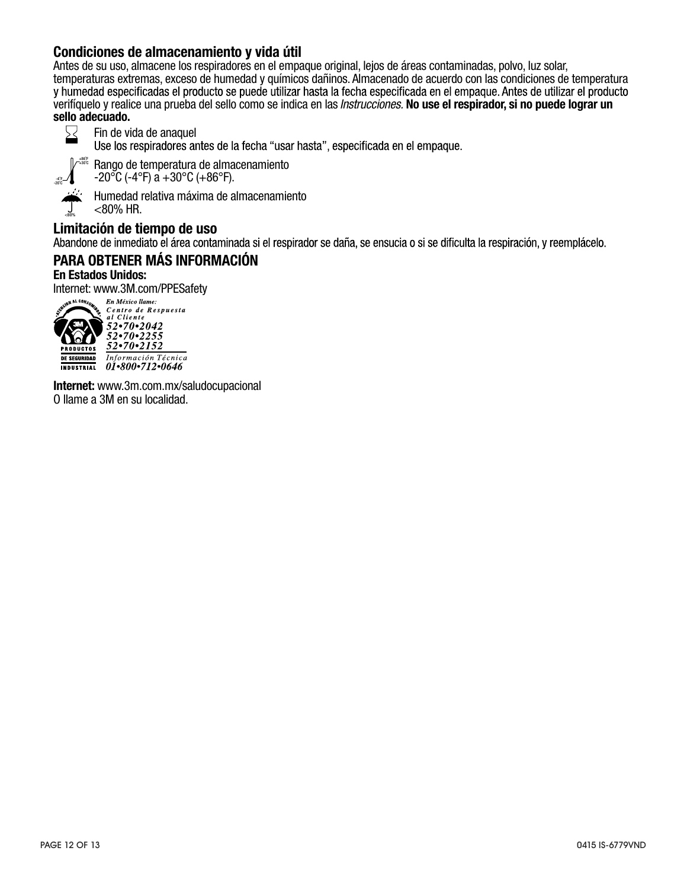## Condiciones de almacenamiento y vida útil

Antes de su uso, almacene los respiradores en el empaque original, lejos de áreas contaminadas, polvo, luz solar, temperaturas extremas, exceso de humedad y químicos dañinos. Almacenado de acuerdo con las condiciones de temperatura y humedad especificadas el producto se puede utilizar hasta la fecha especificada en el empaque. Antes de utilizar el producto verifíquelo y realice una prueba del sello como se indica en las *Instrucciones*. **No use el respirador, si no puede lograr un sello adecuado.**

Fin de vida de anaquel
Use los respiradores antes de la fecha "usar hasta", especificada en el empaque.

Rango de temperatura de almacenamiento
-20°C (-4°F) a +30°C (+86°F).

Humedad relativa máxima de almacenamiento
<80% HR.

## Limitación de tiempo de uso

Abandone de inmediato el área contaminada si el respirador se daña, se ensucia o si se dificulta la respiración, y reemplácelo.

## PARA OBTENER MÁS INFORMACIÓN

**En Estados Unidos:**
Internet: www.3M.com/PPESafety

*En México llame:*
*Centro de Respuesta al Cliente*
*52•70•2042*
*52•70•2255*
*52•70•2152*
*Información Técnica*
*01•800•712•0646*

**Internet:** www.3m.com.mx/saludocupacional
O llame a 3M en su localidad.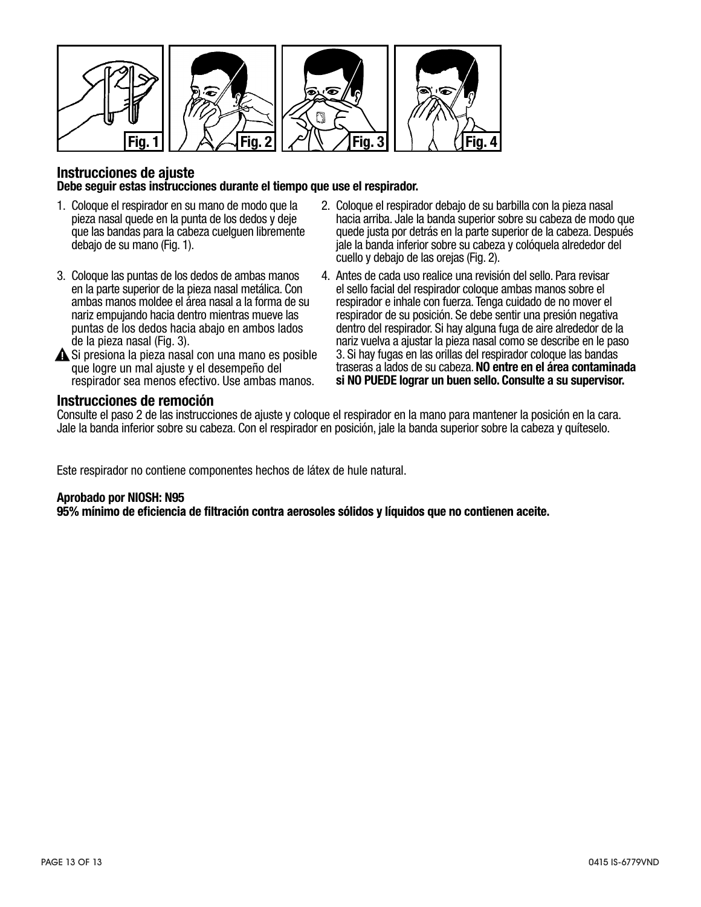Fig. 1 Fig. 2 Fig. 3 Fig. 4

## Instrucciones de ajuste

**Debe seguir estas instrucciones durante el tiempo que use el respirador.**

1. Coloque el respirador en su mano de modo que la pieza nasal quede en la punta de los dedos y deje que las bandas para la cabeza cuelguen libremente debajo de su mano (Fig. 1).
2. Coloque el respirador debajo de su barbilla con la pieza nasal hacia arriba. Jale la banda superior sobre su cabeza de modo que quede justa por detrás en la parte superior de la cabeza. Después jale la banda inferior sobre su cabeza y colóquela alrededor del cuello y debajo de las orejas (Fig. 2).
3. Coloque las puntas de los dedos de ambas manos en la parte superior de la pieza nasal metálica. Con ambas manos moldee el área nasal a la forma de su nariz empujando hacia dentro mientras mueve las puntas de los dedos hacia abajo en ambos lados de la pieza nasal (Fig. 3).

   ⚠ Si presiona la pieza nasal con una mano es posible que logre un mal ajuste y el desempeño del respirador sea menos efectivo. Use ambas manos.
4. Antes de cada uso realice una revisión del sello. Para revisar el sello facial del respirador coloque ambas manos sobre el respirador e inhale con fuerza. Tenga cuidado de no mover el respirador de su posición. Se debe sentir una presión negativa dentro del respirador. Si hay alguna fuga de aire alrededor de la nariz vuelva a ajustar la pieza nasal como se describe en le paso 3. Si hay fugas en las orillas del respirador coloque las bandas traseras a lados de su cabeza. **NO entre en el área contaminada si NO PUEDE lograr un buen sello. Consulte a su supervisor.**

## Instrucciones de remoción

Consulte el paso 2 de las instrucciones de ajuste y coloque el respirador en la mano para mantener la posición en la cara. Jale la banda inferior sobre su cabeza. Con el respirador en posición, jale la banda superior sobre la cabeza y quíteselo.

Este respirador no contiene componentes hechos de látex de hule natural.

**Aprobado por NIOSH: N95**
**95% mínimo de eficiencia de filtración contra aerosoles sólidos y líquidos que no contienen aceite.**

0415 IS-6779VND